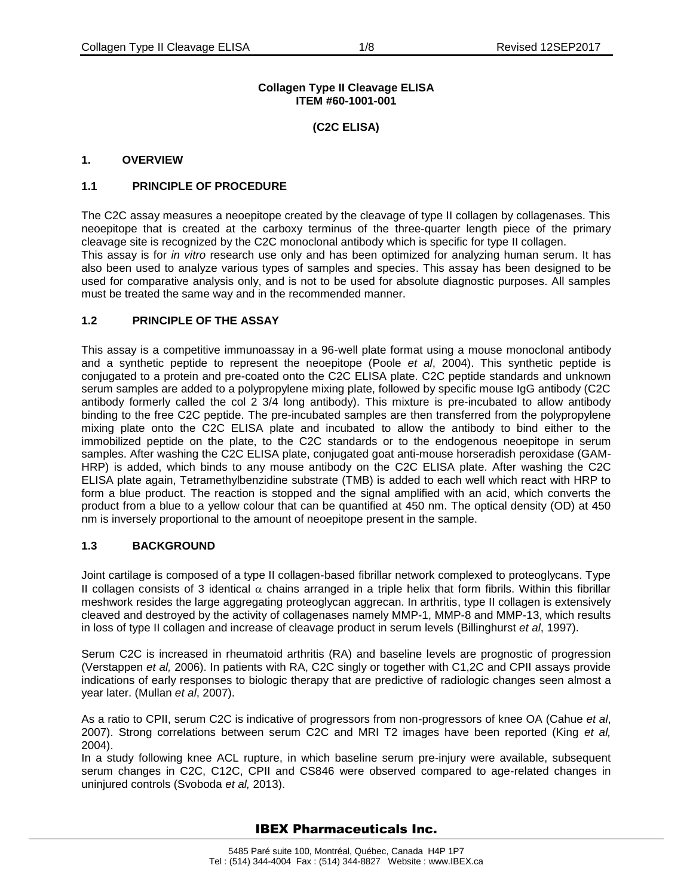**Collagen Type II Cleavage ELISA**
**ITEM #60-1001-001**

**(C2C ELISA)**

## 1. OVERVIEW

### 1.1 PRINCIPLE OF PROCEDURE

The C2C assay measures a neoepitope created by the cleavage of type II collagen by collagenases. This neoepitope that is created at the carboxy terminus of the three-quarter length piece of the primary cleavage site is recognized by the C2C monoclonal antibody which is specific for type II collagen.
This assay is for *in vitro* research use only and has been optimized for analyzing human serum. It has also been used to analyze various types of samples and species. This assay has been designed to be used for comparative analysis only, and is not to be used for absolute diagnostic purposes. All samples must be treated the same way and in the recommended manner.

### 1.2 PRINCIPLE OF THE ASSAY

This assay is a competitive immunoassay in a 96-well plate format using a mouse monoclonal antibody and a synthetic peptide to represent the neoepitope (Poole *et al*, 2004). This synthetic peptide is conjugated to a protein and pre-coated onto the C2C ELISA plate. C2C peptide standards and unknown serum samples are added to a polypropylene mixing plate, followed by specific mouse IgG antibody (C2C antibody formerly called the col 2 3/4 long antibody). This mixture is pre-incubated to allow antibody binding to the free C2C peptide. The pre-incubated samples are then transferred from the polypropylene mixing plate onto the C2C ELISA plate and incubated to allow the antibody to bind either to the immobilized peptide on the plate, to the C2C standards or to the endogenous neoepitope in serum samples. After washing the C2C ELISA plate, conjugated goat anti-mouse horseradish peroxidase (GAM-HRP) is added, which binds to any mouse antibody on the C2C ELISA plate. After washing the C2C ELISA plate again, Tetramethylbenzidine substrate (TMB) is added to each well which react with HRP to form a blue product. The reaction is stopped and the signal amplified with an acid, which converts the product from a blue to a yellow colour that can be quantified at 450 nm. The optical density (OD) at 450 nm is inversely proportional to the amount of neoepitope present in the sample.

### 1.3 BACKGROUND

Joint cartilage is composed of a type II collagen-based fibrillar network complexed to proteoglycans. Type II collagen consists of 3 identical $\alpha$ chains arranged in a triple helix that form fibrils. Within this fibrillar meshwork resides the large aggregating proteoglycan aggrecan. In arthritis, type II collagen is extensively cleaved and destroyed by the activity of collagenases namely MMP-1, MMP-8 and MMP-13, which results in loss of type II collagen and increase of cleavage product in serum levels (Billinghurst *et al*, 1997).

Serum C2C is increased in rheumatoid arthritis (RA) and baseline levels are prognostic of progression (Verstappen *et al,* 2006). In patients with RA, C2C singly or together with C1,2C and CPII assays provide indications of early responses to biologic therapy that are predictive of radiologic changes seen almost a year later. (Mullan *et al*, 2007).

As a ratio to CPII, serum C2C is indicative of progressors from non-progressors of knee OA (Cahue *et al*, 2007). Strong correlations between serum C2C and MRI T2 images have been reported (King *et al,* 2004).
In a study following knee ACL rupture, in which baseline serum pre-injury were available, subsequent serum changes in C2C, C12C, CPII and CS846 were observed compared to age-related changes in uninjured controls (Svoboda *et al,* 2013).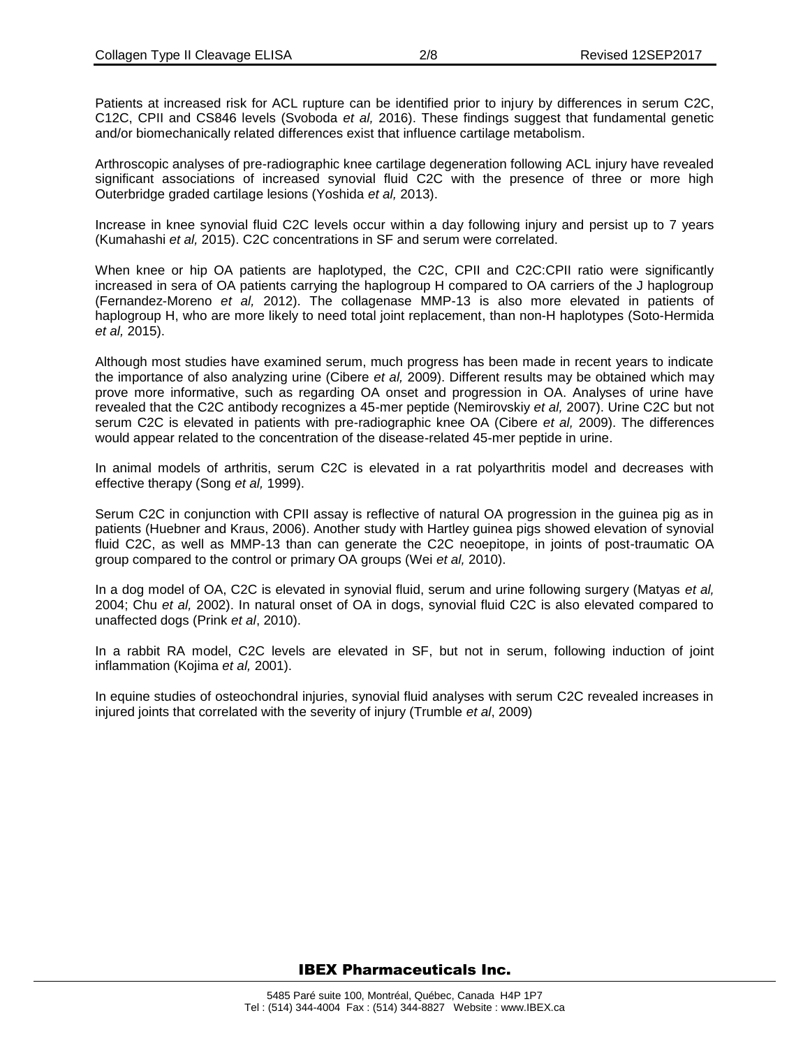Patients at increased risk for ACL rupture can be identified prior to injury by differences in serum C2C, C12C, CPII and CS846 levels (Svoboda *et al,* 2016). These findings suggest that fundamental genetic and/or biomechanically related differences exist that influence cartilage metabolism.

Arthroscopic analyses of pre-radiographic knee cartilage degeneration following ACL injury have revealed significant associations of increased synovial fluid C2C with the presence of three or more high Outerbridge graded cartilage lesions (Yoshida *et al,* 2013).

Increase in knee synovial fluid C2C levels occur within a day following injury and persist up to 7 years (Kumahashi *et al,* 2015). C2C concentrations in SF and serum were correlated.

When knee or hip OA patients are haplotyped, the C2C, CPII and C2C:CPII ratio were significantly increased in sera of OA patients carrying the haplogroup H compared to OA carriers of the J haplogroup (Fernandez-Moreno *et al,* 2012). The collagenase MMP-13 is also more elevated in patients of haplogroup H, who are more likely to need total joint replacement, than non-H haplotypes (Soto-Hermida *et al,* 2015).

Although most studies have examined serum, much progress has been made in recent years to indicate the importance of also analyzing urine (Cibere *et al,* 2009). Different results may be obtained which may prove more informative, such as regarding OA onset and progression in OA. Analyses of urine have revealed that the C2C antibody recognizes a 45-mer peptide (Nemirovskiy *et al,* 2007). Urine C2C but not serum C2C is elevated in patients with pre-radiographic knee OA (Cibere *et al,* 2009). The differences would appear related to the concentration of the disease-related 45-mer peptide in urine.

In animal models of arthritis, serum C2C is elevated in a rat polyarthritis model and decreases with effective therapy (Song *et al,* 1999).

Serum C2C in conjunction with CPII assay is reflective of natural OA progression in the guinea pig as in patients (Huebner and Kraus, 2006). Another study with Hartley guinea pigs showed elevation of synovial fluid C2C, as well as MMP-13 than can generate the C2C neoepitope, in joints of post-traumatic OA group compared to the control or primary OA groups (Wei *et al,* 2010).

In a dog model of OA, C2C is elevated in synovial fluid, serum and urine following surgery (Matyas *et al,* 2004; Chu *et al,* 2002). In natural onset of OA in dogs, synovial fluid C2C is also elevated compared to unaffected dogs (Prink *et al*, 2010).

In a rabbit RA model, C2C levels are elevated in SF, but not in serum, following induction of joint inflammation (Kojima *et al,* 2001).

In equine studies of osteochondral injuries, synovial fluid analyses with serum C2C revealed increases in injured joints that correlated with the severity of injury (Trumble *et al*, 2009)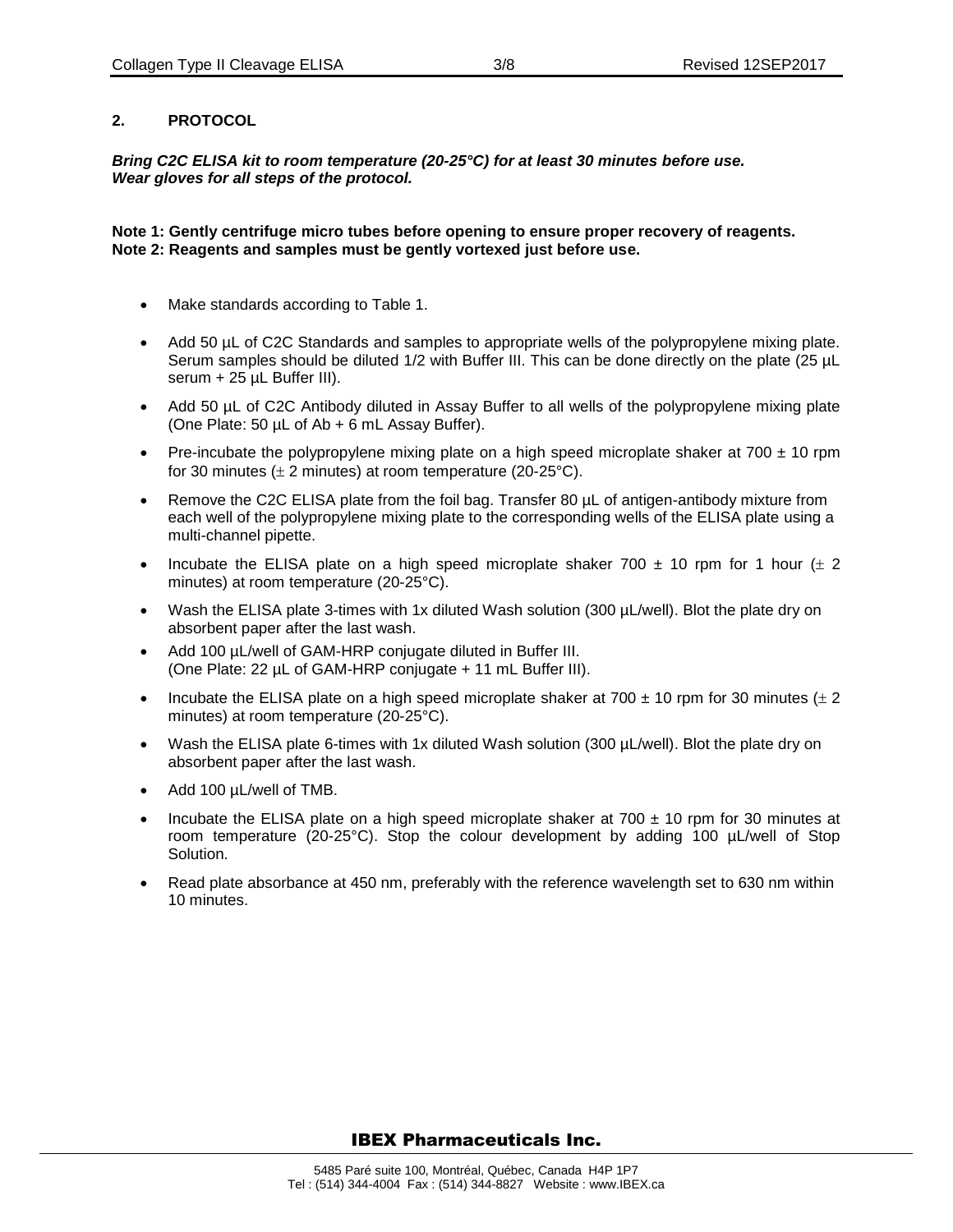## 2. PROTOCOL

***Bring C2C ELISA kit to room temperature (20-25°C) for at least 30 minutes before use.***
***Wear gloves for all steps of the protocol.***

**Note 1: Gently centrifuge micro tubes before opening to ensure proper recovery of reagents.**
**Note 2: Reagents and samples must be gently vortexed just before use.**

- Make standards according to Table 1.
- Add 50 µL of C2C Standards and samples to appropriate wells of the polypropylene mixing plate. Serum samples should be diluted 1/2 with Buffer III. This can be done directly on the plate (25 µL serum + 25 µL Buffer III).
- Add 50 µL of C2C Antibody diluted in Assay Buffer to all wells of the polypropylene mixing plate (One Plate: 50 µL of Ab + 6 mL Assay Buffer).
- Pre-incubate the polypropylene mixing plate on a high speed microplate shaker at 700 ± 10 rpm for 30 minutes (± 2 minutes) at room temperature (20-25°C).
- Remove the C2C ELISA plate from the foil bag. Transfer 80 µL of antigen-antibody mixture from each well of the polypropylene mixing plate to the corresponding wells of the ELISA plate using a multi-channel pipette.
- Incubate the ELISA plate on a high speed microplate shaker 700 ± 10 rpm for 1 hour (± 2 minutes) at room temperature (20-25°C).
- Wash the ELISA plate 3-times with 1x diluted Wash solution (300 µL/well). Blot the plate dry on absorbent paper after the last wash.
- Add 100 µL/well of GAM-HRP conjugate diluted in Buffer III. (One Plate: 22 µL of GAM-HRP conjugate + 11 mL Buffer III).
- Incubate the ELISA plate on a high speed microplate shaker at 700 ± 10 rpm for 30 minutes (± 2 minutes) at room temperature (20-25°C).
- Wash the ELISA plate 6-times with 1x diluted Wash solution (300 µL/well). Blot the plate dry on absorbent paper after the last wash.
- Add 100 µL/well of TMB.
- Incubate the ELISA plate on a high speed microplate shaker at 700 ± 10 rpm for 30 minutes at room temperature (20-25°C). Stop the colour development by adding 100 µL/well of Stop Solution.
- Read plate absorbance at 450 nm, preferably with the reference wavelength set to 630 nm within 10 minutes.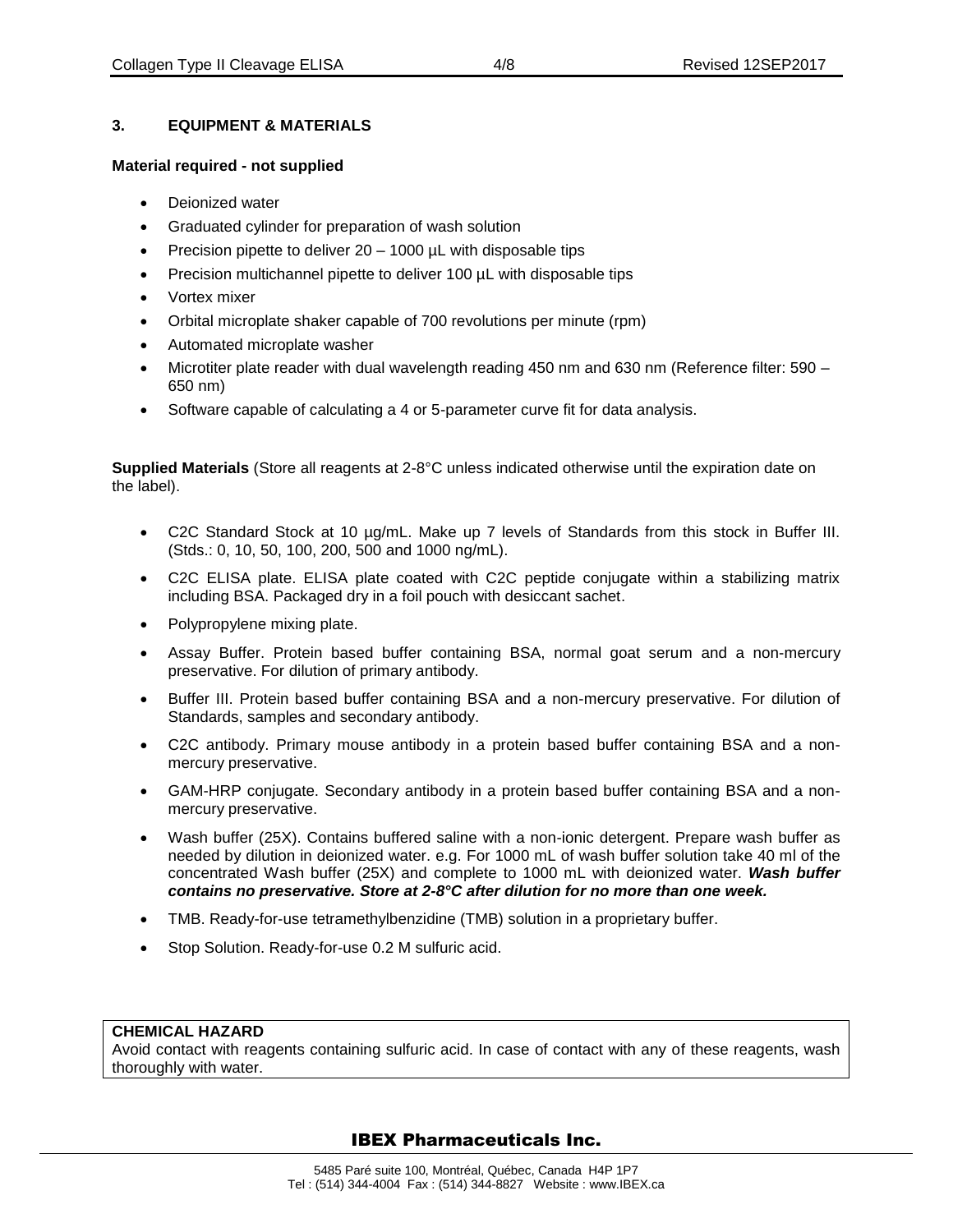## 3. EQUIPMENT & MATERIALS

**Material required - not supplied**

- Deionized water
- Graduated cylinder for preparation of wash solution
- Precision pipette to deliver 20 – 1000 µL with disposable tips
- Precision multichannel pipette to deliver 100 µL with disposable tips
- Vortex mixer
- Orbital microplate shaker capable of 700 revolutions per minute (rpm)
- Automated microplate washer
- Microtiter plate reader with dual wavelength reading 450 nm and 630 nm (Reference filter: 590 – 650 nm)
- Software capable of calculating a 4 or 5-parameter curve fit for data analysis.

**Supplied Materials** (Store all reagents at 2-8°C unless indicated otherwise until the expiration date on the label).

- C2C Standard Stock at 10 µg/mL. Make up 7 levels of Standards from this stock in Buffer III. (Stds.: 0, 10, 50, 100, 200, 500 and 1000 ng/mL).
- C2C ELISA plate. ELISA plate coated with C2C peptide conjugate within a stabilizing matrix including BSA. Packaged dry in a foil pouch with desiccant sachet.
- Polypropylene mixing plate.
- Assay Buffer. Protein based buffer containing BSA, normal goat serum and a non-mercury preservative. For dilution of primary antibody.
- Buffer III. Protein based buffer containing BSA and a non-mercury preservative. For dilution of Standards, samples and secondary antibody.
- C2C antibody. Primary mouse antibody in a protein based buffer containing BSA and a non-mercury preservative.
- GAM-HRP conjugate. Secondary antibody in a protein based buffer containing BSA and a non-mercury preservative.
- Wash buffer (25X). Contains buffered saline with a non-ionic detergent. Prepare wash buffer as needed by dilution in deionized water. e.g. For 1000 mL of wash buffer solution take 40 ml of the concentrated Wash buffer (25X) and complete to 1000 mL with deionized water. ***Wash buffer contains no preservative. Store at 2-8°C after dilution for no more than one week.***
- TMB. Ready-for-use tetramethylbenzidine (TMB) solution in a proprietary buffer.
- Stop Solution. Ready-for-use 0.2 M sulfuric acid.

**CHEMICAL HAZARD**
Avoid contact with reagents containing sulfuric acid. In case of contact with any of these reagents, wash thoroughly with water.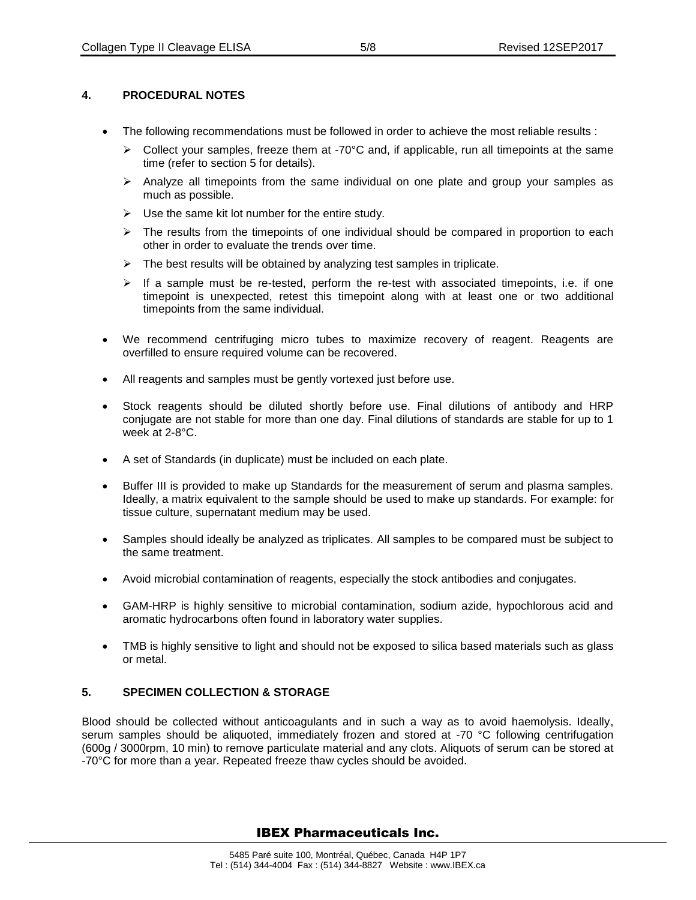## 4. PROCEDURAL NOTES

- The following recommendations must be followed in order to achieve the most reliable results :
  - Collect your samples, freeze them at -70°C and, if applicable, run all timepoints at the same time (refer to section 5 for details).
  - Analyze all timepoints from the same individual on one plate and group your samples as much as possible.
  - Use the same kit lot number for the entire study.
  - The results from the timepoints of one individual should be compared in proportion to each other in order to evaluate the trends over time.
  - The best results will be obtained by analyzing test samples in triplicate.
  - If a sample must be re-tested, perform the re-test with associated timepoints, i.e. if one timepoint is unexpected, retest this timepoint along with at least one or two additional timepoints from the same individual.
- We recommend centrifuging micro tubes to maximize recovery of reagent. Reagents are overfilled to ensure required volume can be recovered.
- All reagents and samples must be gently vortexed just before use.
- Stock reagents should be diluted shortly before use. Final dilutions of antibody and HRP conjugate are not stable for more than one day. Final dilutions of standards are stable for up to 1 week at 2-8°C.
- A set of Standards (in duplicate) must be included on each plate.
- Buffer III is provided to make up Standards for the measurement of serum and plasma samples. Ideally, a matrix equivalent to the sample should be used to make up standards. For example: for tissue culture, supernatant medium may be used.
- Samples should ideally be analyzed as triplicates. All samples to be compared must be subject to the same treatment.
- Avoid microbial contamination of reagents, especially the stock antibodies and conjugates.
- GAM-HRP is highly sensitive to microbial contamination, sodium azide, hypochlorous acid and aromatic hydrocarbons often found in laboratory water supplies.
- TMB is highly sensitive to light and should not be exposed to silica based materials such as glass or metal.

## 5. SPECIMEN COLLECTION & STORAGE

Blood should be collected without anticoagulants and in such a way as to avoid haemolysis. Ideally, serum samples should be aliquoted, immediately frozen and stored at -70 °C following centrifugation (600g / 3000rpm, 10 min) to remove particulate material and any clots. Aliquots of serum can be stored at -70°C for more than a year. Repeated freeze thaw cycles should be avoided.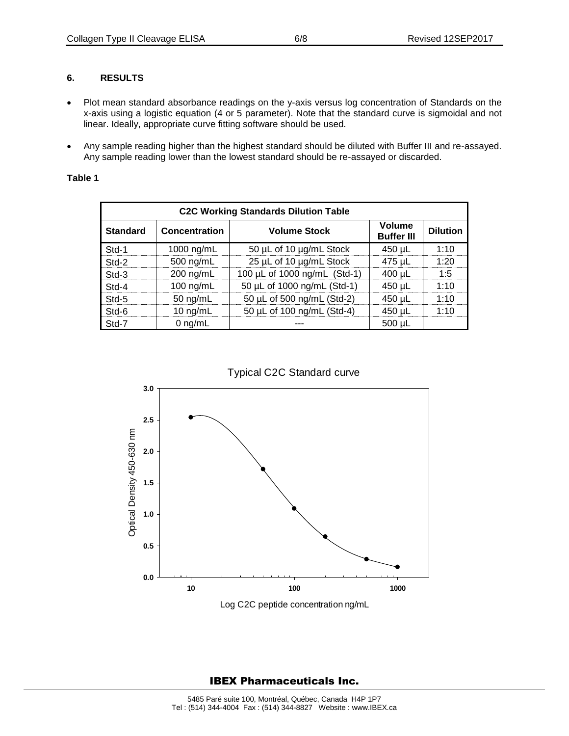## 6. RESULTS

- Plot mean standard absorbance readings on the y-axis versus log concentration of Standards on the x-axis using a logistic equation (4 or 5 parameter). Note that the standard curve is sigmoidal and not linear. Ideally, appropriate curve fitting software should be used.
- Any sample reading higher than the highest standard should be diluted with Buffer III and re-assayed. Any sample reading lower than the lowest standard should be re-assayed or discarded.

**Table 1**

| C2C Working Standards Dilution Table | | | | |
|---|---|---|---|---|
| **Standard** | **Concentration** | **Volume Stock** | **Volume Buffer III** | **Dilution** |
| Std-1 | 1000 ng/mL | 50 µL of 10 µg/mL Stock | 450 µL | 1:10 |
| Std-2 | 500 ng/mL | 25 µL of 10 µg/mL Stock | 475 µL | 1:20 |
| Std-3 | 200 ng/mL | 100 µL of 1000 ng/mL (Std-1) | 400 µL | 1:5 |
| Std-4 | 100 ng/mL | 50 µL of 1000 ng/mL (Std-1) | 450 µL | 1:10 |
| Std-5 | 50 ng/mL | 50 µL of 500 ng/mL (Std-2) | 450 µL | 1:10 |
| Std-6 | 10 ng/mL | 50 µL of 100 ng/mL (Std-4) | 450 µL | 1:10 |
| Std-7 | 0 ng/mL | --- | 500 µL | |

Typical C2C Standard curve

(Chart: y-axis "Optical Density 450-630 nm", 0.0 to 3.0; x-axis "Log C2C peptide concentration ng/mL", 10, 100, 1000)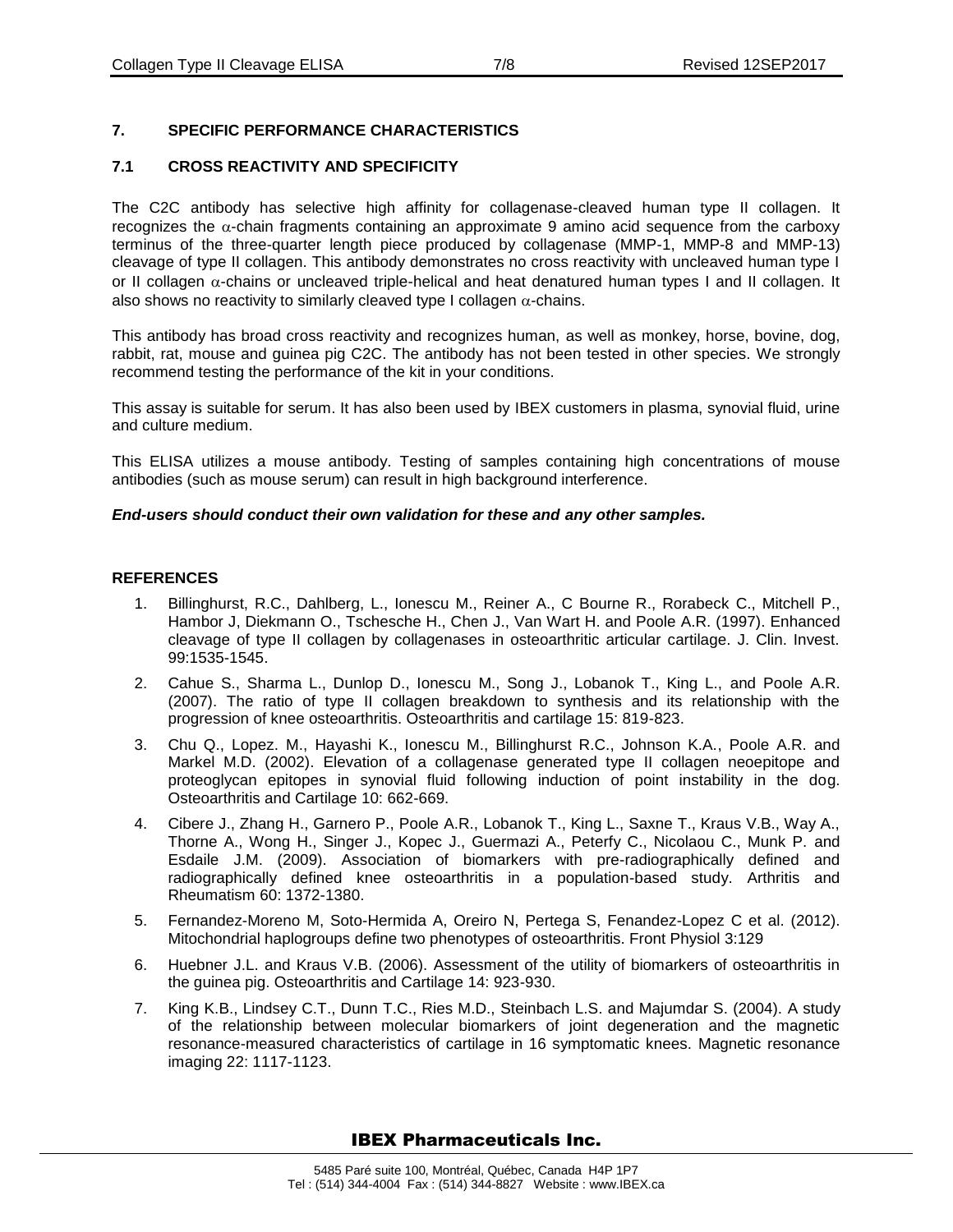## 7. SPECIFIC PERFORMANCE CHARACTERISTICS

### 7.1 CROSS REACTIVITY AND SPECIFICITY

The C2C antibody has selective high affinity for collagenase-cleaved human type II collagen. It recognizes the $\alpha$-chain fragments containing an approximate 9 amino acid sequence from the carboxy terminus of the three-quarter length piece produced by collagenase (MMP-1, MMP-8 and MMP-13) cleavage of type II collagen. This antibody demonstrates no cross reactivity with uncleaved human type I or II collagen $\alpha$-chains or uncleaved triple-helical and heat denatured human types I and II collagen. It also shows no reactivity to similarly cleaved type I collagen $\alpha$-chains.

This antibody has broad cross reactivity and recognizes human, as well as monkey, horse, bovine, dog, rabbit, rat, mouse and guinea pig C2C. The antibody has not been tested in other species. We strongly recommend testing the performance of the kit in your conditions.

This assay is suitable for serum. It has also been used by IBEX customers in plasma, synovial fluid, urine and culture medium.

This ELISA utilizes a mouse antibody. Testing of samples containing high concentrations of mouse antibodies (such as mouse serum) can result in high background interference.

***End-users should conduct their own validation for these and any other samples.***

**REFERENCES**

1. Billinghurst, R.C., Dahlberg, L., Ionescu M., Reiner A., C Bourne R., Rorabeck C., Mitchell P., Hambor J, Diekmann O., Tschesche H., Chen J., Van Wart H. and Poole A.R. (1997). Enhanced cleavage of type II collagen by collagenases in osteoarthritic articular cartilage. J. Clin. Invest. 99:1535-1545.
2. Cahue S., Sharma L., Dunlop D., Ionescu M., Song J., Lobanok T., King L., and Poole A.R. (2007). The ratio of type II collagen breakdown to synthesis and its relationship with the progression of knee osteoarthritis. Osteoarthritis and cartilage 15: 819-823.
3. Chu Q., Lopez. M., Hayashi K., Ionescu M., Billinghurst R.C., Johnson K.A., Poole A.R. and Markel M.D. (2002). Elevation of a collagenase generated type II collagen neoepitope and proteoglycan epitopes in synovial fluid following induction of point instability in the dog. Osteoarthritis and Cartilage 10: 662-669.
4. Cibere J., Zhang H., Garnero P., Poole A.R., Lobanok T., King L., Saxne T., Kraus V.B., Way A., Thorne A., Wong H., Singer J., Kopec J., Guermazi A., Peterfy C., Nicolaou C., Munk P. and Esdaile J.M. (2009). Association of biomarkers with pre-radiographically defined and radiographically defined knee osteoarthritis in a population-based study. Arthritis and Rheumatism 60: 1372-1380.
5. Fernandez-Moreno M, Soto-Hermida A, Oreiro N, Pertega S, Fenandez-Lopez C et al. (2012). Mitochondrial haplogroups define two phenotypes of osteoarthritis. Front Physiol 3:129
6. Huebner J.L. and Kraus V.B. (2006). Assessment of the utility of biomarkers of osteoarthritis in the guinea pig. Osteoarthritis and Cartilage 14: 923-930.
7. King K.B., Lindsey C.T., Dunn T.C., Ries M.D., Steinbach L.S. and Majumdar S. (2004). A study of the relationship between molecular biomarkers of joint degeneration and the magnetic resonance-measured characteristics of cartilage in 16 symptomatic knees. Magnetic resonance imaging 22: 1117-1123.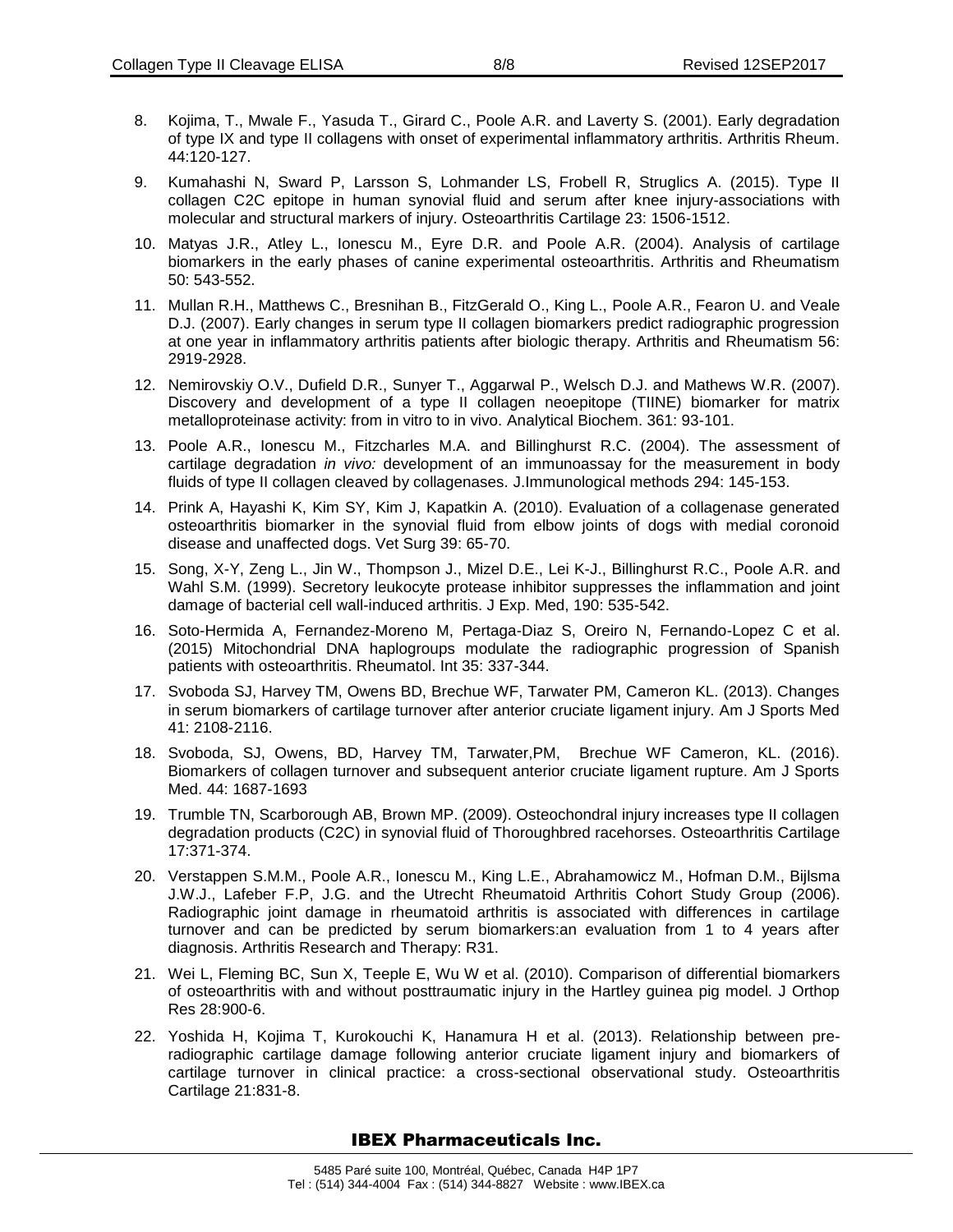8. Kojima, T., Mwale F., Yasuda T., Girard C., Poole A.R. and Laverty S. (2001). Early degradation of type IX and type II collagens with onset of experimental inflammatory arthritis. Arthritis Rheum. 44:120-127.

9. Kumahashi N, Sward P, Larsson S, Lohmander LS, Frobell R, Struglics A. (2015). Type II collagen C2C epitope in human synovial fluid and serum after knee injury-associations with molecular and structural markers of injury. Osteoarthritis Cartilage 23: 1506-1512.

10. Matyas J.R., Atley L., Ionescu M., Eyre D.R. and Poole A.R. (2004). Analysis of cartilage biomarkers in the early phases of canine experimental osteoarthritis. Arthritis and Rheumatism 50: 543-552.

11. Mullan R.H., Matthews C., Bresnihan B., FitzGerald O., King L., Poole A.R., Fearon U. and Veale D.J. (2007). Early changes in serum type II collagen biomarkers predict radiographic progression at one year in inflammatory arthritis patients after biologic therapy. Arthritis and Rheumatism 56: 2919-2928.

12. Nemirovskiy O.V., Dufield D.R., Sunyer T., Aggarwal P., Welsch D.J. and Mathews W.R. (2007). Discovery and development of a type II collagen neoepitope (TIINE) biomarker for matrix metalloproteinase activity: from in vitro to in vivo. Analytical Biochem. 361: 93-101.

13. Poole A.R., Ionescu M., Fitzcharles M.A. and Billinghurst R.C. (2004). The assessment of cartilage degradation *in vivo:* development of an immunoassay for the measurement in body fluids of type II collagen cleaved by collagenases. J.Immunological methods 294: 145-153.

14. Prink A, Hayashi K, Kim SY, Kim J, Kapatkin A. (2010). Evaluation of a collagenase generated osteoarthritis biomarker in the synovial fluid from elbow joints of dogs with medial coronoid disease and unaffected dogs. Vet Surg 39: 65-70.

15. Song, X-Y, Zeng L., Jin W., Thompson J., Mizel D.E., Lei K-J., Billinghurst R.C., Poole A.R. and Wahl S.M. (1999). Secretory leukocyte protease inhibitor suppresses the inflammation and joint damage of bacterial cell wall-induced arthritis. J Exp. Med, 190: 535-542.

16. Soto-Hermida A, Fernandez-Moreno M, Pertaga-Diaz S, Oreiro N, Fernando-Lopez C et al. (2015) Mitochondrial DNA haplogroups modulate the radiographic progression of Spanish patients with osteoarthritis. Rheumatol. Int 35: 337-344.

17. Svoboda SJ, Harvey TM, Owens BD, Brechue WF, Tarwater PM, Cameron KL. (2013). Changes in serum biomarkers of cartilage turnover after anterior cruciate ligament injury. Am J Sports Med 41: 2108-2116.

18. Svoboda, SJ, Owens, BD, Harvey TM, Tarwater,PM, Brechue WF Cameron, KL. (2016). Biomarkers of collagen turnover and subsequent anterior cruciate ligament rupture. Am J Sports Med. 44: 1687-1693

19. Trumble TN, Scarborough AB, Brown MP. (2009). Osteochondral injury increases type II collagen degradation products (C2C) in synovial fluid of Thoroughbred racehorses. Osteoarthritis Cartilage 17:371-374.

20. Verstappen S.M.M., Poole A.R., Ionescu M., King L.E., Abrahamowicz M., Hofman D.M., Bijlsma J.W.J., Lafeber F.P, J.G. and the Utrecht Rheumatoid Arthritis Cohort Study Group (2006). Radiographic joint damage in rheumatoid arthritis is associated with differences in cartilage turnover and can be predicted by serum biomarkers:an evaluation from 1 to 4 years after diagnosis. Arthritis Research and Therapy: R31.

21. Wei L, Fleming BC, Sun X, Teeple E, Wu W et al. (2010). Comparison of differential biomarkers of osteoarthritis with and without posttraumatic injury in the Hartley guinea pig model. J Orthop Res 28:900-6.

22. Yoshida H, Kojima T, Kurokouchi K, Hanamura H et al. (2013). Relationship between pre-radiographic cartilage damage following anterior cruciate ligament injury and biomarkers of cartilage turnover in clinical practice: a cross-sectional observational study. Osteoarthritis Cartilage 21:831-8.

**IBEX Pharmaceuticals Inc.**

5485 Paré suite 100, Montréal, Québec, Canada H4P 1P7
Tel : (514) 344-4004 Fax : (514) 344-8827 Website : www.IBEX.ca